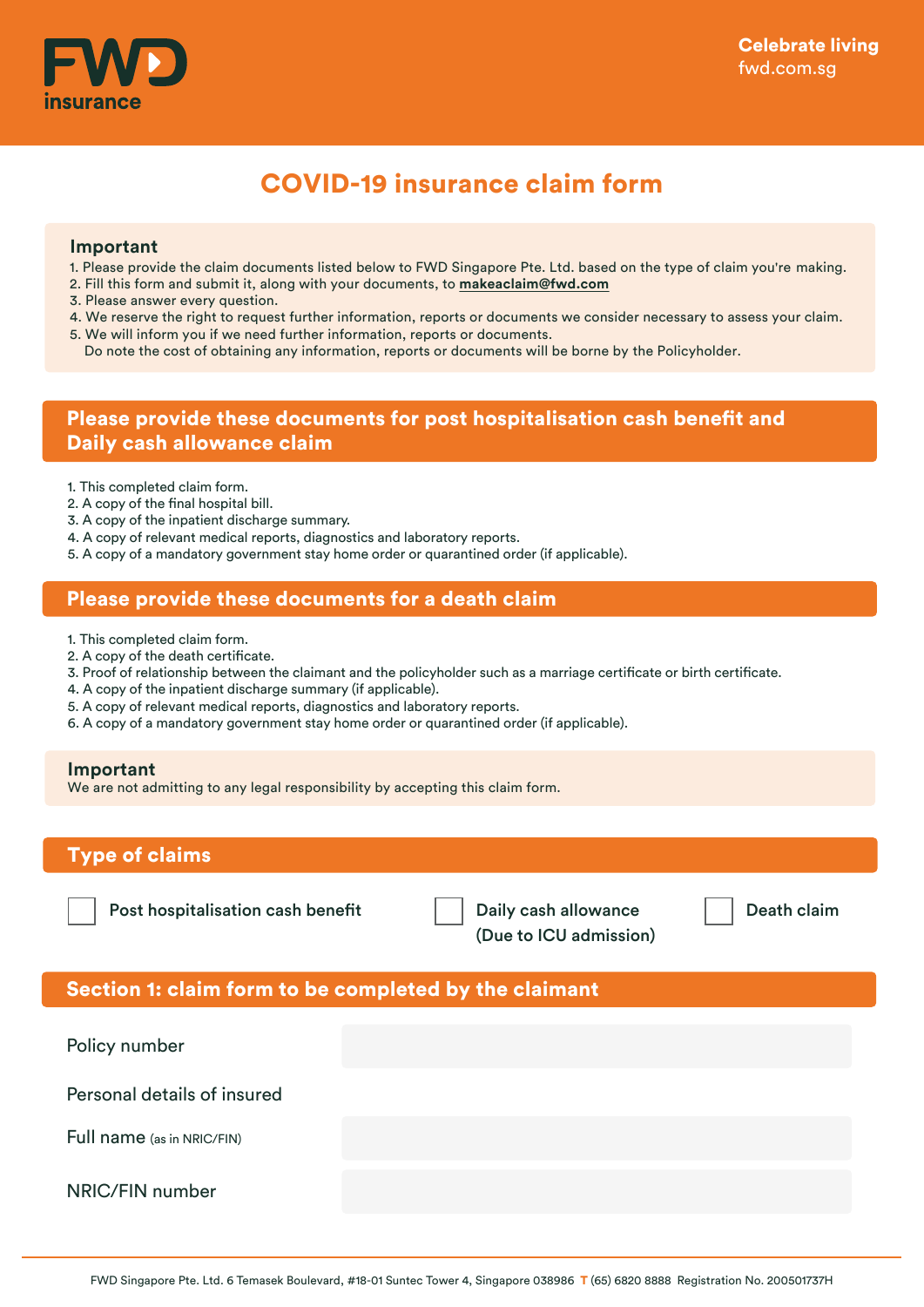FWD insurance

Celebrate living
fwd.com.sg

# COVID-19 insurance claim form

**Important**

1. Please provide the claim documents listed below to FWD Singapore Pte. Ltd. based on the type of claim you're making.
2. Fill this form and submit it, along with your documents, to **makeaclaim@fwd.com**
3. Please answer every question.
4. We reserve the right to request further information, reports or documents we consider necessary to assess your claim.
5. We will inform you if we need further information, reports or documents.
   Do note the cost of obtaining any information, reports or documents will be borne by the Policyholder.

## Please provide these documents for post hospitalisation cash benefit and Daily cash allowance claim

1. This completed claim form.
2. A copy of the final hospital bill.
3. A copy of the inpatient discharge summary.
4. A copy of relevant medical reports, diagnostics and laboratory reports.
5. A copy of a mandatory government stay home order or quarantined order (if applicable).

## Please provide these documents for a death claim

1. This completed claim form.
2. A copy of the death certificate.
3. Proof of relationship between the claimant and the policyholder such as a marriage certificate or birth certificate.
4. A copy of the inpatient discharge summary (if applicable).
5. A copy of relevant medical reports, diagnostics and laboratory reports.
6. A copy of a mandatory government stay home order or quarantined order (if applicable).

**Important**
We are not admitting to any legal responsibility by accepting this claim form.

## Type of claims

- ☐ Post hospitalisation cash benefit
- ☐ Daily cash allowance (Due to ICU admission)
- ☐ Death claim

## Section 1: claim form to be completed by the claimant

Policy number

Personal details of insured

Full name (as in NRIC/FIN)

NRIC/FIN number

FWD Singapore Pte. Ltd. 6 Temasek Boulevard, #18-01 Suntec Tower 4, Singapore 038986 T (65) 6820 8888 Registration No. 200501737H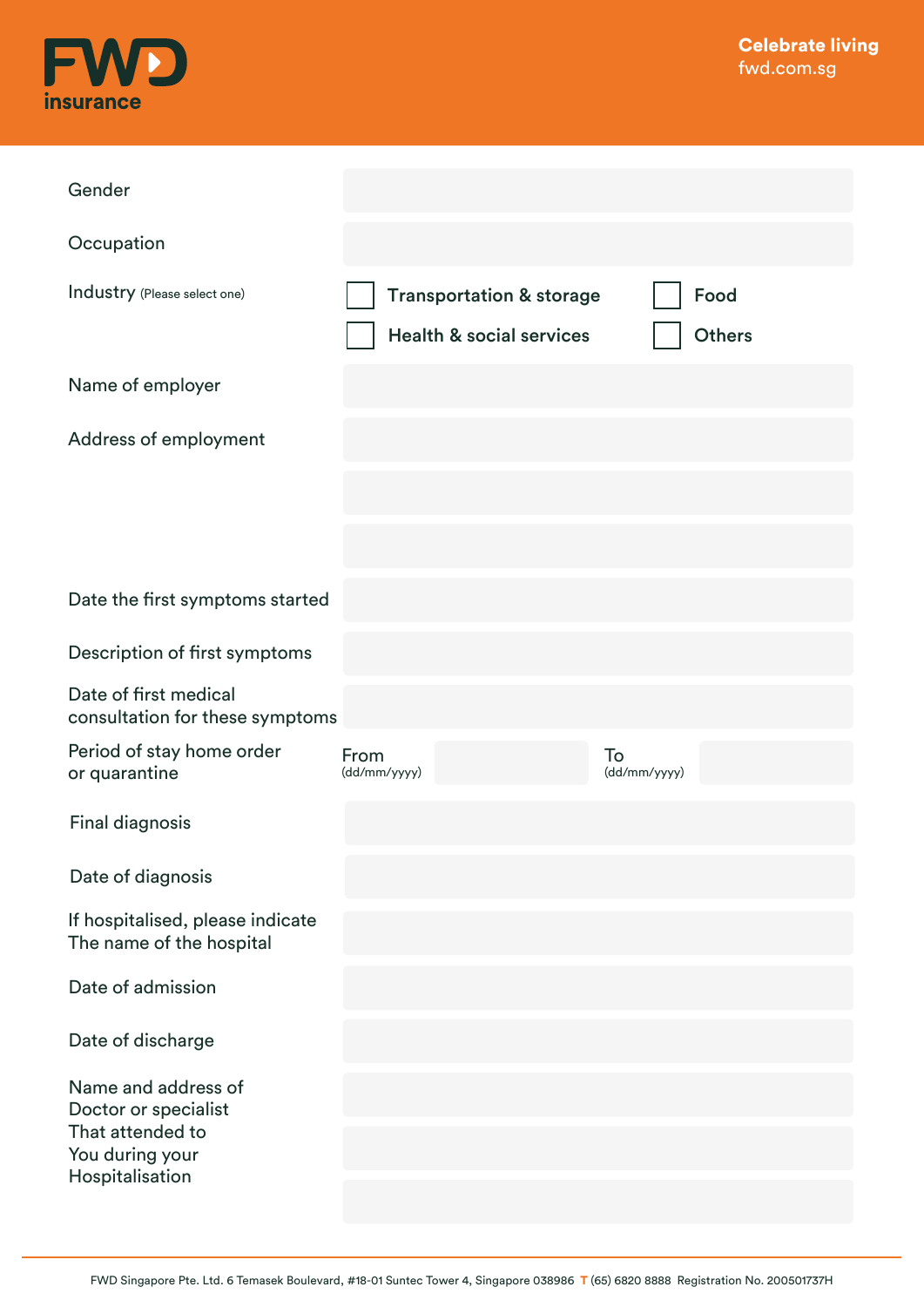FWD insurance

Celebrate living
fwd.com.sg

| | |
|---|---|
| Gender | |
| Occupation | |
| Industry (Please select one) | ☐ Transportation & storage ☐ Food ☐ Health & social services ☐ Others |
| Name of employer | |
| Address of employment | |
| | |
| | |
| Date the first symptoms started | |
| Description of first symptoms | |
| Date of first medical consultation for these symptoms | |
| Period of stay home order or quarantine | From (dd/mm/yyyy) ___ To (dd/mm/yyyy) ___ |
| Final diagnosis | |
| Date of diagnosis | |
| If hospitalised, please indicate The name of the hospital | |
| Date of admission | |
| Date of discharge | |
| Name and address of Doctor or specialist That attended to You during your Hospitalisation | |
| | |
| | |

FWD Singapore Pte. Ltd. 6 Temasek Boulevard, #18-01 Suntec Tower 4, Singapore 038986 T (65) 6820 8888 Registration No. 200501737H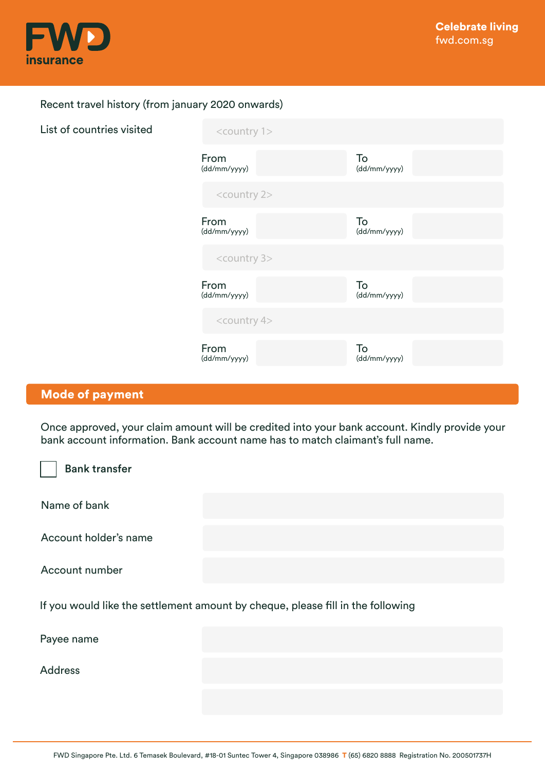Recent travel history (from january 2020 onwards)

List of countries visited

| | |
|---|---|
| <country 1> | |
| From (dd/mm/yyyy) | To (dd/mm/yyyy) |
| <country 2> | |
| From (dd/mm/yyyy) | To (dd/mm/yyyy) |
| <country 3> | |
| From (dd/mm/yyyy) | To (dd/mm/yyyy) |
| <country 4> | |
| From (dd/mm/yyyy) | To (dd/mm/yyyy) |

## Mode of payment

Once approved, your claim amount will be credited into your bank account. Kindly provide your bank account information. Bank account name has to match claimant's full name.

☐ **Bank transfer**

| | |
|---|---|
| Name of bank | |
| Account holder's name | |
| Account number | |

If you would like the settlement amount by cheque, please fill in the following

| | |
|---|---|
| Payee name | |
| Address | |
| | |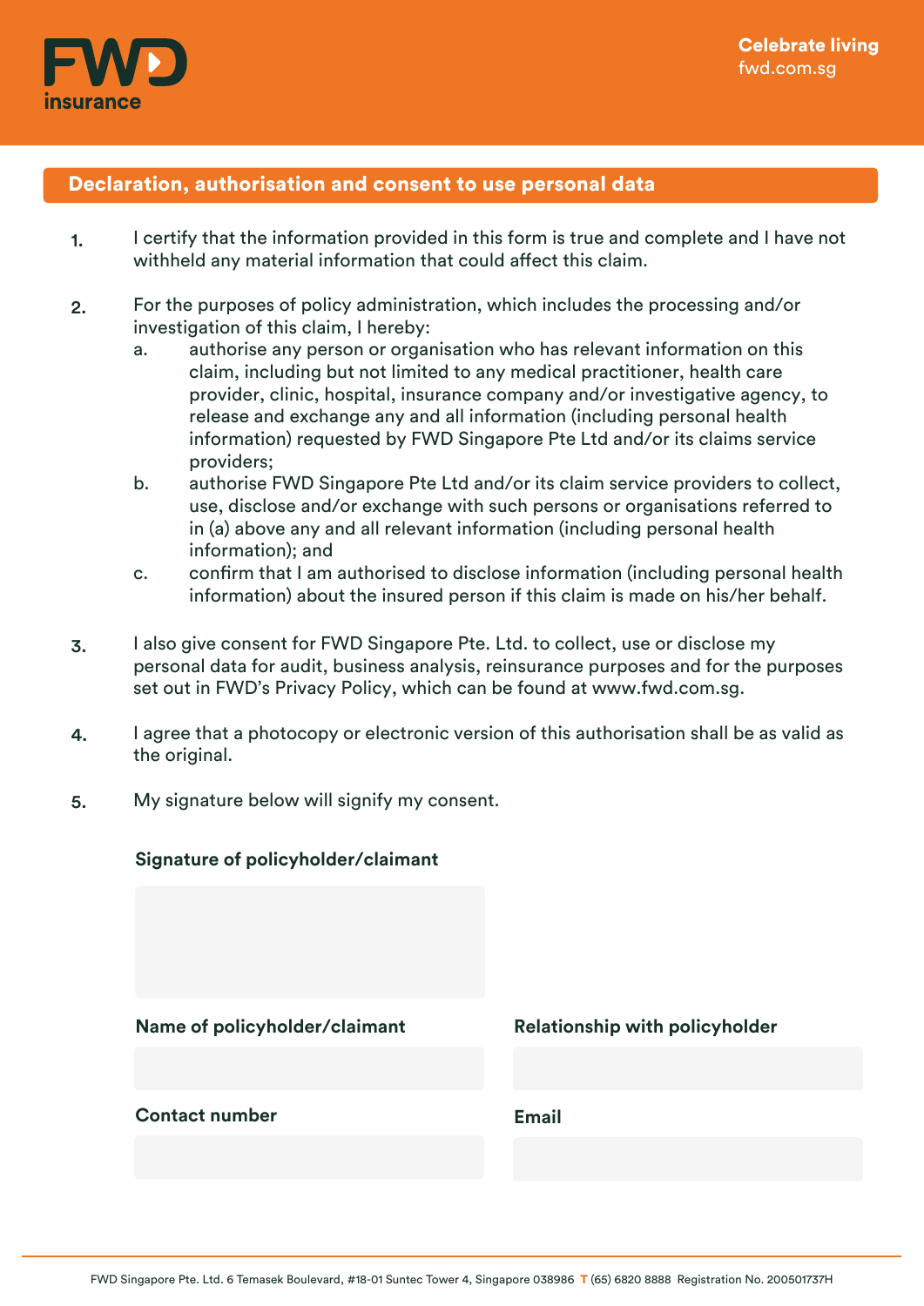## Declaration, authorisation and consent to use personal data

1. I certify that the information provided in this form is true and complete and I have not withheld any material information that could affect this claim.

2. For the purposes of policy administration, which includes the processing and/or investigation of this claim, I hereby:
   a. authorise any person or organisation who has relevant information on this claim, including but not limited to any medical practitioner, health care provider, clinic, hospital, insurance company and/or investigative agency, to release and exchange any and all information (including personal health information) requested by FWD Singapore Pte Ltd and/or its claims service providers;
   b. authorise FWD Singapore Pte Ltd and/or its claim service providers to collect, use, disclose and/or exchange with such persons or organisations referred to in (a) above any and all relevant information (including personal health information); and
   c. confirm that I am authorised to disclose information (including personal health information) about the insured person if this claim is made on his/her behalf.

3. I also give consent for FWD Singapore Pte. Ltd. to collect, use or disclose my personal data for audit, business analysis, reinsurance purposes and for the purposes set out in FWD's Privacy Policy, which can be found at www.fwd.com.sg.

4. I agree that a photocopy or electronic version of this authorisation shall be as valid as the original.

5. My signature below will signify my consent.

**Signature of policyholder/claimant**

**Name of policyholder/claimant**

**Relationship with policyholder**

**Contact number**

**Email**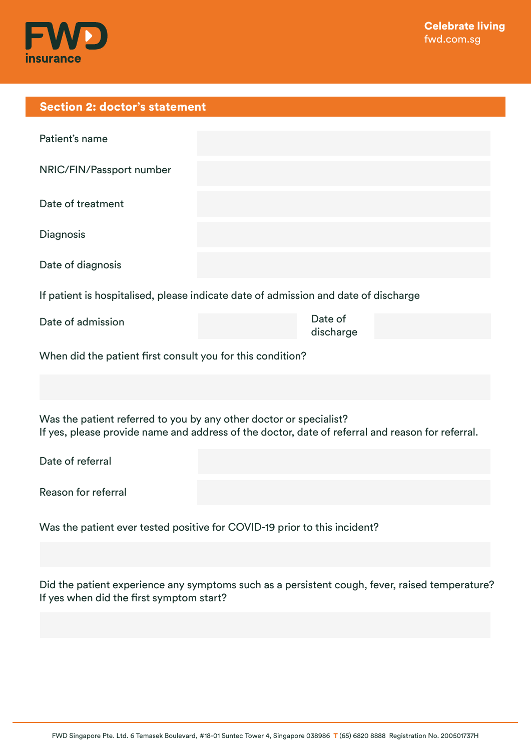## Section 2: doctor's statement

| | |
|---|---|
| Patient's name | |
| NRIC/FIN/Passport number | |
| Date of treatment | |
| Diagnosis | |
| Date of diagnosis | |

If patient is hospitalised, please indicate date of admission and date of discharge

| | | | |
|---|---|---|---|
| Date of admission | | Date of discharge | |

When did the patient first consult you for this condition?

Was the patient referred to you by any other doctor or specialist?
If yes, please provide name and address of the doctor, date of referral and reason for referral.

| | |
|---|---|
| Date of referral | |
| Reason for referral | |

Was the patient ever tested positive for COVID-19 prior to this incident?

Did the patient experience any symptoms such as a persistent cough, fever, raised temperature?
If yes when did the first symptom start?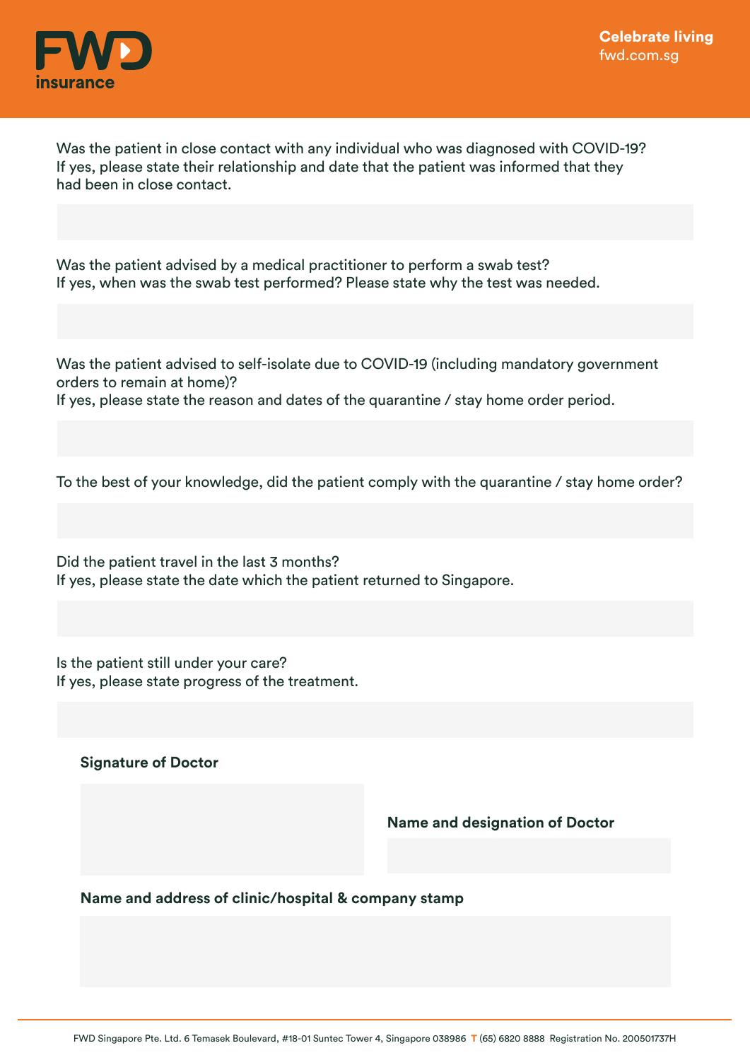Was the patient in close contact with any individual who was diagnosed with COVID-19?
If yes, please state their relationship and date that the patient was informed that they had been in close contact.

Was the patient advised by a medical practitioner to perform a swab test?
If yes, when was the swab test performed? Please state why the test was needed.

Was the patient advised to self-isolate due to COVID-19 (including mandatory government orders to remain at home)?
If yes, please state the reason and dates of the quarantine / stay home order period.

To the best of your knowledge, did the patient comply with the quarantine / stay home order?

Did the patient travel in the last 3 months?
If yes, please state the date which the patient returned to Singapore.

Is the patient still under your care?
If yes, please state progress of the treatment.

**Signature of Doctor**

**Name and designation of Doctor**

**Name and address of clinic/hospital & company stamp**